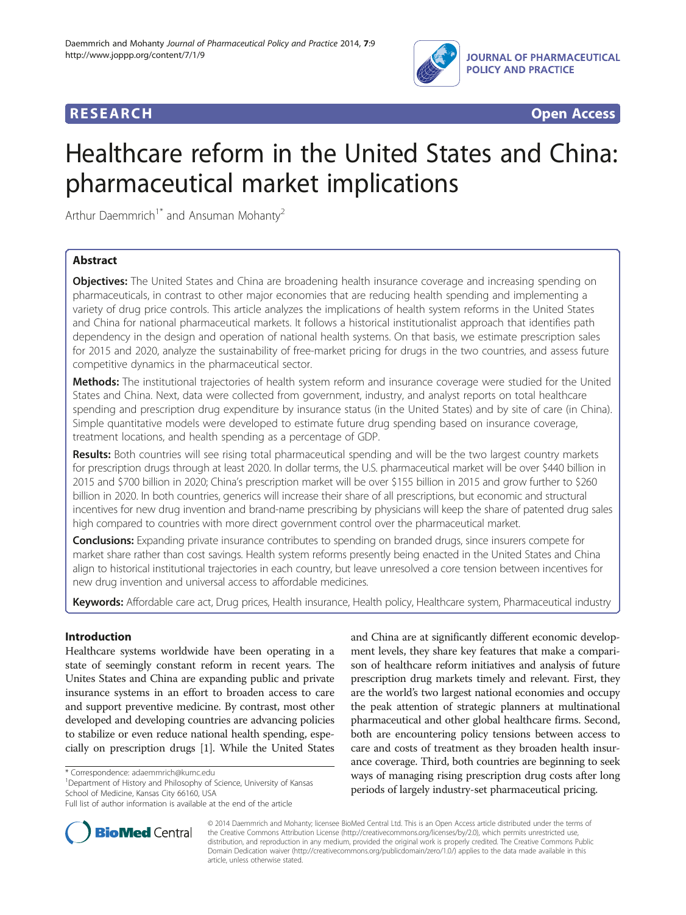RESEARCH Open Access

# Healthcare reform in the United States and China: pharmaceutical market implications

Arthur Daemmrich[1*] and Ansuman Mohanty[2]

## Abstract

**Objectives:** The United States and China are broadening health insurance coverage and increasing spending on pharmaceuticals, in contrast to other major economies that are reducing health spending and implementing a variety of drug price controls. This article analyzes the implications of health system reforms in the United States and China for national pharmaceutical markets. It follows a historical institutionalist approach that identifies path dependency in the design and operation of national health systems. On that basis, we estimate prescription sales for 2015 and 2020, analyze the sustainability of free-market pricing for drugs in the two countries, and assess future competitive dynamics in the pharmaceutical sector.

**Methods:** The institutional trajectories of health system reform and insurance coverage were studied for the United States and China. Next, data were collected from government, industry, and analyst reports on total healthcare spending and prescription drug expenditure by insurance status (in the United States) and by site of care (in China). Simple quantitative models were developed to estimate future drug spending based on insurance coverage, treatment locations, and health spending as a percentage of GDP.

**Results:** Both countries will see rising total pharmaceutical spending and will be the two largest country markets for prescription drugs through at least 2020. In dollar terms, the U.S. pharmaceutical market will be over $440 billion in 2015 and $700 billion in 2020; China's prescription market will be over $155 billion in 2015 and grow further to $260 billion in 2020. In both countries, generics will increase their share of all prescriptions, but economic and structural incentives for new drug invention and brand-name prescribing by physicians will keep the share of patented drug sales high compared to countries with more direct government control over the pharmaceutical market.

**Conclusions:** Expanding private insurance contributes to spending on branded drugs, since insurers compete for market share rather than cost savings. Health system reforms presently being enacted in the United States and China align to historical institutional trajectories in each country, but leave unresolved a core tension between incentives for new drug invention and universal access to affordable medicines.

**Keywords:** Affordable care act, Drug prices, Health insurance, Health policy, Healthcare system, Pharmaceutical industry

## Introduction

Healthcare systems worldwide have been operating in a state of seemingly constant reform in recent years. The Unites States and China are expanding public and private insurance systems in an effort to broaden access to care and support preventive medicine. By contrast, most other developed and developing countries are advancing policies to stabilize or even reduce national health spending, especially on prescription drugs [1]. While the United States and China are at significantly different economic development levels, they share key features that make a comparison of healthcare reform initiatives and analysis of future prescription drug markets timely and relevant. First, they are the world's two largest national economies and occupy the peak attention of strategic planners at multinational pharmaceutical and other global healthcare firms. Second, both are encountering policy tensions between access to care and costs of treatment as they broaden health insurance coverage. Third, both countries are beginning to seek ways of managing rising prescription drug costs after long periods of largely industry-set pharmaceutical pricing.

\* Correspondence: adaemmrich@kumc.edu

[1]Department of History and Philosophy of Science, University of Kansas School of Medicine, Kansas City 66160, USA

Full list of author information is available at the end of the article

© 2014 Daemmrich and Mohanty; licensee BioMed Central Ltd. This is an Open Access article distributed under the terms of the Creative Commons Attribution License (http://creativecommons.org/licenses/by/2.0), which permits unrestricted use, distribution, and reproduction in any medium, provided the original work is properly credited. The Creative Commons Public Domain Dedication waiver (http://creativecommons.org/publicdomain/zero/1.0/) applies to the data made available in this article, unless otherwise stated.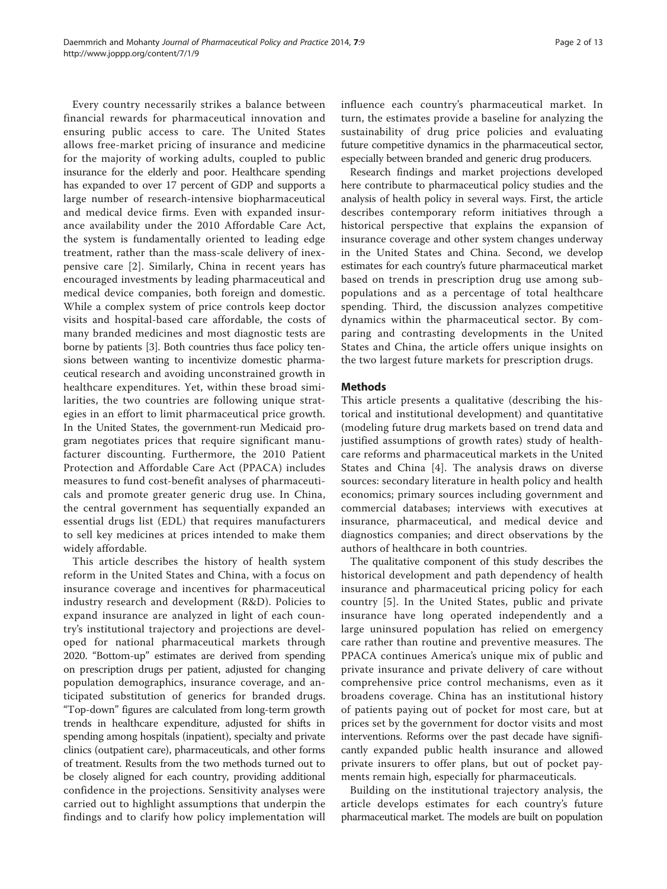Every country necessarily strikes a balance between financial rewards for pharmaceutical innovation and ensuring public access to care. The United States allows free-market pricing of insurance and medicine for the majority of working adults, coupled to public insurance for the elderly and poor. Healthcare spending has expanded to over 17 percent of GDP and supports a large number of research-intensive biopharmaceutical and medical device firms. Even with expanded insurance availability under the 2010 Affordable Care Act, the system is fundamentally oriented to leading edge treatment, rather than the mass-scale delivery of inexpensive care [2]. Similarly, China in recent years has encouraged investments by leading pharmaceutical and medical device companies, both foreign and domestic. While a complex system of price controls keep doctor visits and hospital-based care affordable, the costs of many branded medicines and most diagnostic tests are borne by patients [3]. Both countries thus face policy tensions between wanting to incentivize domestic pharmaceutical research and avoiding unconstrained growth in healthcare expenditures. Yet, within these broad similarities, the two countries are following unique strategies in an effort to limit pharmaceutical price growth. In the United States, the government-run Medicaid program negotiates prices that require significant manufacturer discounting. Furthermore, the 2010 Patient Protection and Affordable Care Act (PPACA) includes measures to fund cost-benefit analyses of pharmaceuticals and promote greater generic drug use. In China, the central government has sequentially expanded an essential drugs list (EDL) that requires manufacturers to sell key medicines at prices intended to make them widely affordable.

This article describes the history of health system reform in the United States and China, with a focus on insurance coverage and incentives for pharmaceutical industry research and development (R&D). Policies to expand insurance are analyzed in light of each country's institutional trajectory and projections are developed for national pharmaceutical markets through 2020. "Bottom-up" estimates are derived from spending on prescription drugs per patient, adjusted for changing population demographics, insurance coverage, and anticipated substitution of generics for branded drugs. "Top-down" figures are calculated from long-term growth trends in healthcare expenditure, adjusted for shifts in spending among hospitals (inpatient), specialty and private clinics (outpatient care), pharmaceuticals, and other forms of treatment. Results from the two methods turned out to be closely aligned for each country, providing additional confidence in the projections. Sensitivity analyses were carried out to highlight assumptions that underpin the findings and to clarify how policy implementation will influence each country's pharmaceutical market. In turn, the estimates provide a baseline for analyzing the sustainability of drug price policies and evaluating future competitive dynamics in the pharmaceutical sector, especially between branded and generic drug producers.

Research findings and market projections developed here contribute to pharmaceutical policy studies and the analysis of health policy in several ways. First, the article describes contemporary reform initiatives through a historical perspective that explains the expansion of insurance coverage and other system changes underway in the United States and China. Second, we develop estimates for each country's future pharmaceutical market based on trends in prescription drug use among subpopulations and as a percentage of total healthcare spending. Third, the discussion analyzes competitive dynamics within the pharmaceutical sector. By comparing and contrasting developments in the United States and China, the article offers unique insights on the two largest future markets for prescription drugs.

## Methods

This article presents a qualitative (describing the historical and institutional development) and quantitative (modeling future drug markets based on trend data and justified assumptions of growth rates) study of healthcare reforms and pharmaceutical markets in the United States and China [4]. The analysis draws on diverse sources: secondary literature in health policy and health economics; primary sources including government and commercial databases; interviews with executives at insurance, pharmaceutical, and medical device and diagnostics companies; and direct observations by the authors of healthcare in both countries.

The qualitative component of this study describes the historical development and path dependency of health insurance and pharmaceutical pricing policy for each country [5]. In the United States, public and private insurance have long operated independently and a large uninsured population has relied on emergency care rather than routine and preventive measures. The PPACA continues America's unique mix of public and private insurance and private delivery of care without comprehensive price control mechanisms, even as it broadens coverage. China has an institutional history of patients paying out of pocket for most care, but at prices set by the government for doctor visits and most interventions. Reforms over the past decade have significantly expanded public health insurance and allowed private insurers to offer plans, but out of pocket payments remain high, especially for pharmaceuticals.

Building on the institutional trajectory analysis, the article develops estimates for each country's future pharmaceutical market. The models are built on population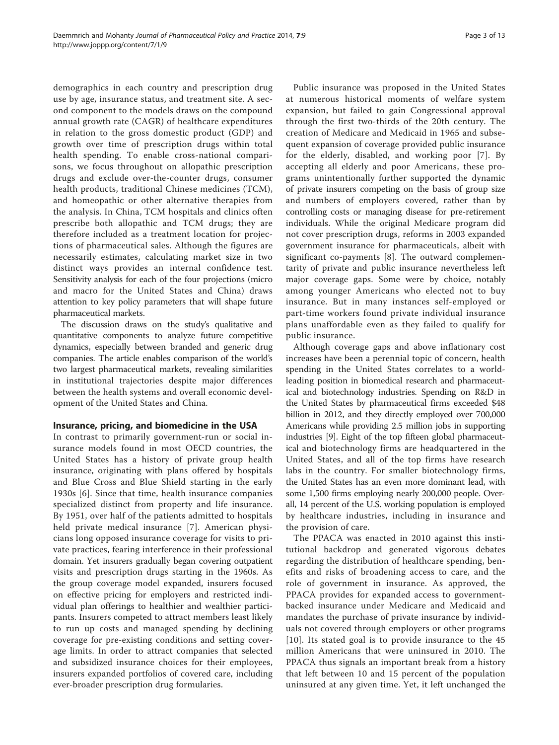demographics in each country and prescription drug use by age, insurance status, and treatment site. A second component to the models draws on the compound annual growth rate (CAGR) of healthcare expenditures in relation to the gross domestic product (GDP) and growth over time of prescription drugs within total health spending. To enable cross-national comparisons, we focus throughout on allopathic prescription drugs and exclude over-the-counter drugs, consumer health products, traditional Chinese medicines (TCM), and homeopathic or other alternative therapies from the analysis. In China, TCM hospitals and clinics often prescribe both allopathic and TCM drugs; they are therefore included as a treatment location for projections of pharmaceutical sales. Although the figures are necessarily estimates, calculating market size in two distinct ways provides an internal confidence test. Sensitivity analysis for each of the four projections (micro and macro for the United States and China) draws attention to key policy parameters that will shape future pharmaceutical markets.

The discussion draws on the study's qualitative and quantitative components to analyze future competitive dynamics, especially between branded and generic drug companies. The article enables comparison of the world's two largest pharmaceutical markets, revealing similarities in institutional trajectories despite major differences between the health systems and overall economic development of the United States and China.

## Insurance, pricing, and biomedicine in the USA

In contrast to primarily government-run or social insurance models found in most OECD countries, the United States has a history of private group health insurance, originating with plans offered by hospitals and Blue Cross and Blue Shield starting in the early 1930s [6]. Since that time, health insurance companies specialized distinct from property and life insurance. By 1951, over half of the patients admitted to hospitals held private medical insurance [7]. American physicians long opposed insurance coverage for visits to private practices, fearing interference in their professional domain. Yet insurers gradually began covering outpatient visits and prescription drugs starting in the 1960s. As the group coverage model expanded, insurers focused on effective pricing for employers and restricted individual plan offerings to healthier and wealthier participants. Insurers competed to attract members least likely to run up costs and managed spending by declining coverage for pre-existing conditions and setting coverage limits. In order to attract companies that selected and subsidized insurance choices for their employees, insurers expanded portfolios of covered care, including ever-broader prescription drug formularies.

Public insurance was proposed in the United States at numerous historical moments of welfare system expansion, but failed to gain Congressional approval through the first two-thirds of the 20th century. The creation of Medicare and Medicaid in 1965 and subsequent expansion of coverage provided public insurance for the elderly, disabled, and working poor [7]. By accepting all elderly and poor Americans, these programs unintentionally further supported the dynamic of private insurers competing on the basis of group size and numbers of employers covered, rather than by controlling costs or managing disease for pre-retirement individuals. While the original Medicare program did not cover prescription drugs, reforms in 2003 expanded government insurance for pharmaceuticals, albeit with significant co-payments [8]. The outward complementarity of private and public insurance nevertheless left major coverage gaps. Some were by choice, notably among younger Americans who elected not to buy insurance. But in many instances self-employed or part-time workers found private individual insurance plans unaffordable even as they failed to qualify for public insurance.

Although coverage gaps and above inflationary cost increases have been a perennial topic of concern, health spending in the United States correlates to a world-leading position in biomedical research and pharmaceutical and biotechnology industries. Spending on R&D in the United States by pharmaceutical firms exceeded $48 billion in 2012, and they directly employed over 700,000 Americans while providing 2.5 million jobs in supporting industries [9]. Eight of the top fifteen global pharmaceutical and biotechnology firms are headquartered in the United States, and all of the top firms have research labs in the country. For smaller biotechnology firms, the United States has an even more dominant lead, with some 1,500 firms employing nearly 200,000 people. Overall, 14 percent of the U.S. working population is employed by healthcare industries, including in insurance and the provision of care.

The PPACA was enacted in 2010 against this institutional backdrop and generated vigorous debates regarding the distribution of healthcare spending, benefits and risks of broadening access to care, and the role of government in insurance. As approved, the PPACA provides for expanded access to government-backed insurance under Medicare and Medicaid and mandates the purchase of private insurance by individuals not covered through employers or other programs [10]. Its stated goal is to provide insurance to the 45 million Americans that were uninsured in 2010. The PPACA thus signals an important break from a history that left between 10 and 15 percent of the population uninsured at any given time. Yet, it left unchanged the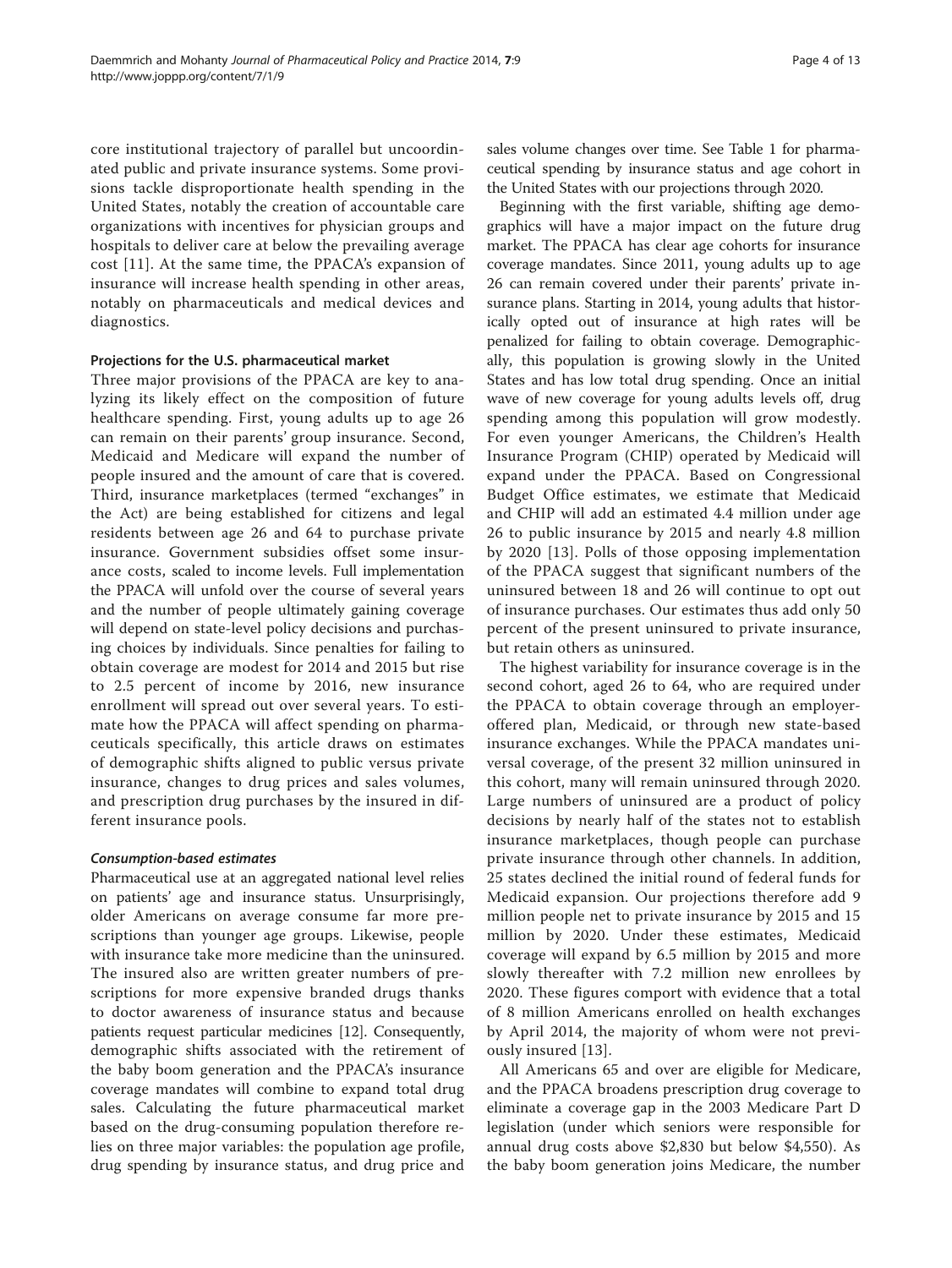core institutional trajectory of parallel but uncoordinated public and private insurance systems. Some provisions tackle disproportionate health spending in the United States, notably the creation of accountable care organizations with incentives for physician groups and hospitals to deliver care at below the prevailing average cost [11]. At the same time, the PPACA's expansion of insurance will increase health spending in other areas, notably on pharmaceuticals and medical devices and diagnostics.

### Projections for the U.S. pharmaceutical market

Three major provisions of the PPACA are key to analyzing its likely effect on the composition of future healthcare spending. First, young adults up to age 26 can remain on their parents' group insurance. Second, Medicaid and Medicare will expand the number of people insured and the amount of care that is covered. Third, insurance marketplaces (termed "exchanges" in the Act) are being established for citizens and legal residents between age 26 and 64 to purchase private insurance. Government subsidies offset some insurance costs, scaled to income levels. Full implementation the PPACA will unfold over the course of several years and the number of people ultimately gaining coverage will depend on state-level policy decisions and purchasing choices by individuals. Since penalties for failing to obtain coverage are modest for 2014 and 2015 but rise to 2.5 percent of income by 2016, new insurance enrollment will spread out over several years. To estimate how the PPACA will affect spending on pharmaceuticals specifically, this article draws on estimates of demographic shifts aligned to public versus private insurance, changes to drug prices and sales volumes, and prescription drug purchases by the insured in different insurance pools.

#### *Consumption-based estimates*

Pharmaceutical use at an aggregated national level relies on patients' age and insurance status. Unsurprisingly, older Americans on average consume far more prescriptions than younger age groups. Likewise, people with insurance take more medicine than the uninsured. The insured also are written greater numbers of prescriptions for more expensive branded drugs thanks to doctor awareness of insurance status and because patients request particular medicines [12]. Consequently, demographic shifts associated with the retirement of the baby boom generation and the PPACA's insurance coverage mandates will combine to expand total drug sales. Calculating the future pharmaceutical market based on the drug-consuming population therefore relies on three major variables: the population age profile, drug spending by insurance status, and drug price and sales volume changes over time. See Table 1 for pharmaceutical spending by insurance status and age cohort in the United States with our projections through 2020.

Beginning with the first variable, shifting age demographics will have a major impact on the future drug market. The PPACA has clear age cohorts for insurance coverage mandates. Since 2011, young adults up to age 26 can remain covered under their parents' private insurance plans. Starting in 2014, young adults that historically opted out of insurance at high rates will be penalized for failing to obtain coverage. Demographically, this population is growing slowly in the United States and has low total drug spending. Once an initial wave of new coverage for young adults levels off, drug spending among this population will grow modestly. For even younger Americans, the Children's Health Insurance Program (CHIP) operated by Medicaid will expand under the PPACA. Based on Congressional Budget Office estimates, we estimate that Medicaid and CHIP will add an estimated 4.4 million under age 26 to public insurance by 2015 and nearly 4.8 million by 2020 [13]. Polls of those opposing implementation of the PPACA suggest that significant numbers of the uninsured between 18 and 26 will continue to opt out of insurance purchases. Our estimates thus add only 50 percent of the present uninsured to private insurance, but retain others as uninsured.

The highest variability for insurance coverage is in the second cohort, aged 26 to 64, who are required under the PPACA to obtain coverage through an employer-offered plan, Medicaid, or through new state-based insurance exchanges. While the PPACA mandates universal coverage, of the present 32 million uninsured in this cohort, many will remain uninsured through 2020. Large numbers of uninsured are a product of policy decisions by nearly half of the states not to establish insurance marketplaces, though people can purchase private insurance through other channels. In addition, 25 states declined the initial round of federal funds for Medicaid expansion. Our projections therefore add 9 million people net to private insurance by 2015 and 15 million by 2020. Under these estimates, Medicaid coverage will expand by 6.5 million by 2015 and more slowly thereafter with 7.2 million new enrollees by 2020. These figures comport with evidence that a total of 8 million Americans enrolled on health exchanges by April 2014, the majority of whom were not previously insured [13].

All Americans 65 and over are eligible for Medicare, and the PPACA broadens prescription drug coverage to eliminate a coverage gap in the 2003 Medicare Part D legislation (under which seniors were responsible for annual drug costs above $2,830 but below $4,550). As the baby boom generation joins Medicare, the number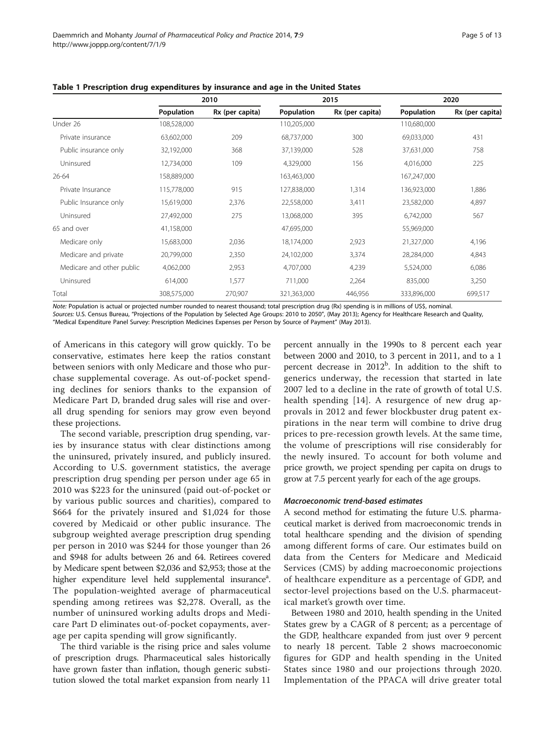**Table 1 Prescription drug expenditures by insurance and age in the United States**

| | 2010 | | 2015 | | 2020 | |
|---|---|---|---|---|---|---|
| | Population | Rx (per capita) | Population | Rx (per capita) | Population | Rx (per capita) |
| Under 26 | 108,528,000 | | 110,205,000 | | 110,680,000 | |
| Private insurance | 63,602,000 | 209 | 68,737,000 | 300 | 69,033,000 | 431 |
| Public insurance only | 32,192,000 | 368 | 37,139,000 | 528 | 37,631,000 | 758 |
| Uninsured | 12,734,000 | 109 | 4,329,000 | 156 | 4,016,000 | 225 |
| 26-64 | 158,889,000 | | 163,463,000 | | 167,247,000 | |
| Private Insurance | 115,778,000 | 915 | 127,838,000 | 1,314 | 136,923,000 | 1,886 |
| Public Insurance only | 15,619,000 | 2,376 | 22,558,000 | 3,411 | 23,582,000 | 4,897 |
| Uninsured | 27,492,000 | 275 | 13,068,000 | 395 | 6,742,000 | 567 |
| 65 and over | 41,158,000 | | 47,695,000 | | 55,969,000 | |
| Medicare only | 15,683,000 | 2,036 | 18,174,000 | 2,923 | 21,327,000 | 4,196 |
| Medicare and private | 20,799,000 | 2,350 | 24,102,000 | 3,374 | 28,284,000 | 4,843 |
| Medicare and other public | 4,062,000 | 2,953 | 4,707,000 | 4,239 | 5,524,000 | 6,086 |
| Uninsured | 614,000 | 1,577 | 711,000 | 2,264 | 835,000 | 3,250 |
| Total | 308,575,000 | 270,907 | 321,363,000 | 446,956 | 333,896,000 | 699,517 |

*Note:* Population is actual or projected number rounded to nearest thousand; total prescription drug (Rx) spending is in millions of US$, nominal.
*Sources:* U.S. Census Bureau, "Projections of the Population by Selected Age Groups: 2010 to 2050", (May 2013); Agency for Healthcare Research and Quality, "Medical Expenditure Panel Survey: Prescription Medicines Expenses per Person by Source of Payment" (May 2013).

of Americans in this category will grow quickly. To be conservative, estimates here keep the ratios constant between seniors with only Medicare and those who purchase supplemental coverage. As out-of-pocket spending declines for seniors thanks to the expansion of Medicare Part D, branded drug sales will rise and overall drug spending for seniors may grow even beyond these projections.

The second variable, prescription drug spending, varies by insurance status with clear distinctions among the uninsured, privately insured, and publicly insured. According to U.S. government statistics, the average prescription drug spending per person under age 65 in 2010 was $223 for the uninsured (paid out-of-pocket or by various public sources and charities), compared to $664 for the privately insured and $1,024 for those covered by Medicaid or other public insurance. The subgroup weighted average prescription drug spending per person in 2010 was $244 for those younger than 26 and $948 for adults between 26 and 64. Retirees covered by Medicare spent between $2,036 and $2,953; those at the higher expenditure level held supplemental insurance[a]. The population-weighted average of pharmaceutical spending among retirees was $2,278. Overall, as the number of uninsured working adults drops and Medicare Part D eliminates out-of-pocket copayments, average per capita spending will grow significantly.

The third variable is the rising price and sales volume of prescription drugs. Pharmaceutical sales historically have grown faster than inflation, though generic substitution slowed the total market expansion from nearly 11 percent annually in the 1990s to 8 percent each year between 2000 and 2010, to 3 percent in 2011, and to a 1 percent decrease in 2012[b]. In addition to the shift to generics underway, the recession that started in late 2007 led to a decline in the rate of growth of total U.S. health spending [14]. A resurgence of new drug approvals in 2012 and fewer blockbuster drug patent expirations in the near term will combine to drive drug prices to pre-recession growth levels. At the same time, the volume of prescriptions will rise considerably for the newly insured. To account for both volume and price growth, we project spending per capita on drugs to grow at 7.5 percent yearly for each of the age groups.

#### *Macroeconomic trend-based estimates*

A second method for estimating the future U.S. pharmaceutical market is derived from macroeconomic trends in total healthcare spending and the division of spending among different forms of care. Our estimates build on data from the Centers for Medicare and Medicaid Services (CMS) by adding macroeconomic projections of healthcare expenditure as a percentage of GDP, and sector-level projections based on the U.S. pharmaceutical market's growth over time.

Between 1980 and 2010, health spending in the United States grew by a CAGR of 8 percent; as a percentage of the GDP, healthcare expanded from just over 9 percent to nearly 18 percent. Table 2 shows macroeconomic figures for GDP and health spending in the United States since 1980 and our projections through 2020. Implementation of the PPACA will drive greater total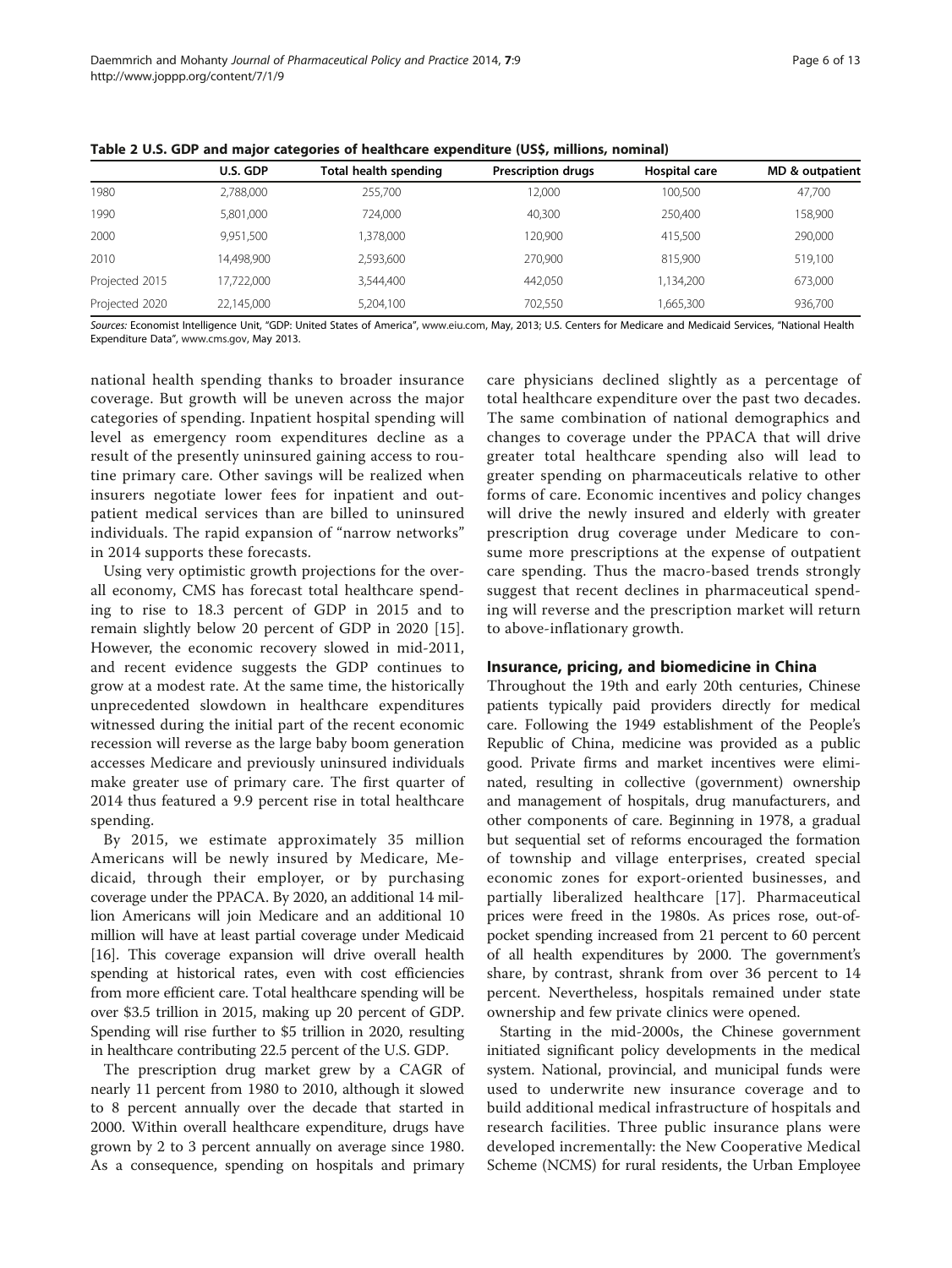**Table 2 U.S. GDP and major categories of healthcare expenditure (US$, millions, nominal)**

| | U.S. GDP | Total health spending | Prescription drugs | Hospital care | MD & outpatient |
|---|---|---|---|---|---|
| 1980 | 2,788,000 | 255,700 | 12,000 | 100,500 | 47,700 |
| 1990 | 5,801,000 | 724,000 | 40,300 | 250,400 | 158,900 |
| 2000 | 9,951,500 | 1,378,000 | 120,900 | 415,500 | 290,000 |
| 2010 | 14,498,900 | 2,593,600 | 270,900 | 815,900 | 519,100 |
| Projected 2015 | 17,722,000 | 3,544,400 | 442,050 | 1,134,200 | 673,000 |
| Projected 2020 | 22,145,000 | 5,204,100 | 702,550 | 1,665,300 | 936,700 |

*Sources:* Economist Intelligence Unit, "GDP: United States of America", www.eiu.com, May, 2013; U.S. Centers for Medicare and Medicaid Services, "National Health Expenditure Data", www.cms.gov, May 2013.

national health spending thanks to broader insurance coverage. But growth will be uneven across the major categories of spending. Inpatient hospital spending will level as emergency room expenditures decline as a result of the presently uninsured gaining access to routine primary care. Other savings will be realized when insurers negotiate lower fees for inpatient and outpatient medical services than are billed to uninsured individuals. The rapid expansion of "narrow networks" in 2014 supports these forecasts.

Using very optimistic growth projections for the overall economy, CMS has forecast total healthcare spending to rise to 18.3 percent of GDP in 2015 and to remain slightly below 20 percent of GDP in 2020 [15]. However, the economic recovery slowed in mid-2011, and recent evidence suggests the GDP continues to grow at a modest rate. At the same time, the historically unprecedented slowdown in healthcare expenditures witnessed during the initial part of the recent economic recession will reverse as the large baby boom generation accesses Medicare and previously uninsured individuals make greater use of primary care. The first quarter of 2014 thus featured a 9.9 percent rise in total healthcare spending.

By 2015, we estimate approximately 35 million Americans will be newly insured by Medicare, Medicaid, through their employer, or by purchasing coverage under the PPACA. By 2020, an additional 14 million Americans will join Medicare and an additional 10 million will have at least partial coverage under Medicaid [16]. This coverage expansion will drive overall health spending at historical rates, even with cost efficiencies from more efficient care. Total healthcare spending will be over $3.5 trillion in 2015, making up 20 percent of GDP. Spending will rise further to $5 trillion in 2020, resulting in healthcare contributing 22.5 percent of the U.S. GDP.

The prescription drug market grew by a CAGR of nearly 11 percent from 1980 to 2010, although it slowed to 8 percent annually over the decade that started in 2000. Within overall healthcare expenditure, drugs have grown by 2 to 3 percent annually on average since 1980. As a consequence, spending on hospitals and primary care physicians declined slightly as a percentage of total healthcare expenditure over the past two decades. The same combination of national demographics and changes to coverage under the PPACA that will drive greater total healthcare spending also will lead to greater spending on pharmaceuticals relative to other forms of care. Economic incentives and policy changes will drive the newly insured and elderly with greater prescription drug coverage under Medicare to consume more prescriptions at the expense of outpatient care spending. Thus the macro-based trends strongly suggest that recent declines in pharmaceutical spending will reverse and the prescription market will return to above-inflationary growth.

## Insurance, pricing, and biomedicine in China

Throughout the 19th and early 20th centuries, Chinese patients typically paid providers directly for medical care. Following the 1949 establishment of the People's Republic of China, medicine was provided as a public good. Private firms and market incentives were eliminated, resulting in collective (government) ownership and management of hospitals, drug manufacturers, and other components of care. Beginning in 1978, a gradual but sequential set of reforms encouraged the formation of township and village enterprises, created special economic zones for export-oriented businesses, and partially liberalized healthcare [17]. Pharmaceutical prices were freed in the 1980s. As prices rose, out-of-pocket spending increased from 21 percent to 60 percent of all health expenditures by 2000. The government's share, by contrast, shrank from over 36 percent to 14 percent. Nevertheless, hospitals remained under state ownership and few private clinics were opened.

Starting in the mid-2000s, the Chinese government initiated significant policy developments in the medical system. National, provincial, and municipal funds were used to underwrite new insurance coverage and to build additional medical infrastructure of hospitals and research facilities. Three public insurance plans were developed incrementally: the New Cooperative Medical Scheme (NCMS) for rural residents, the Urban Employee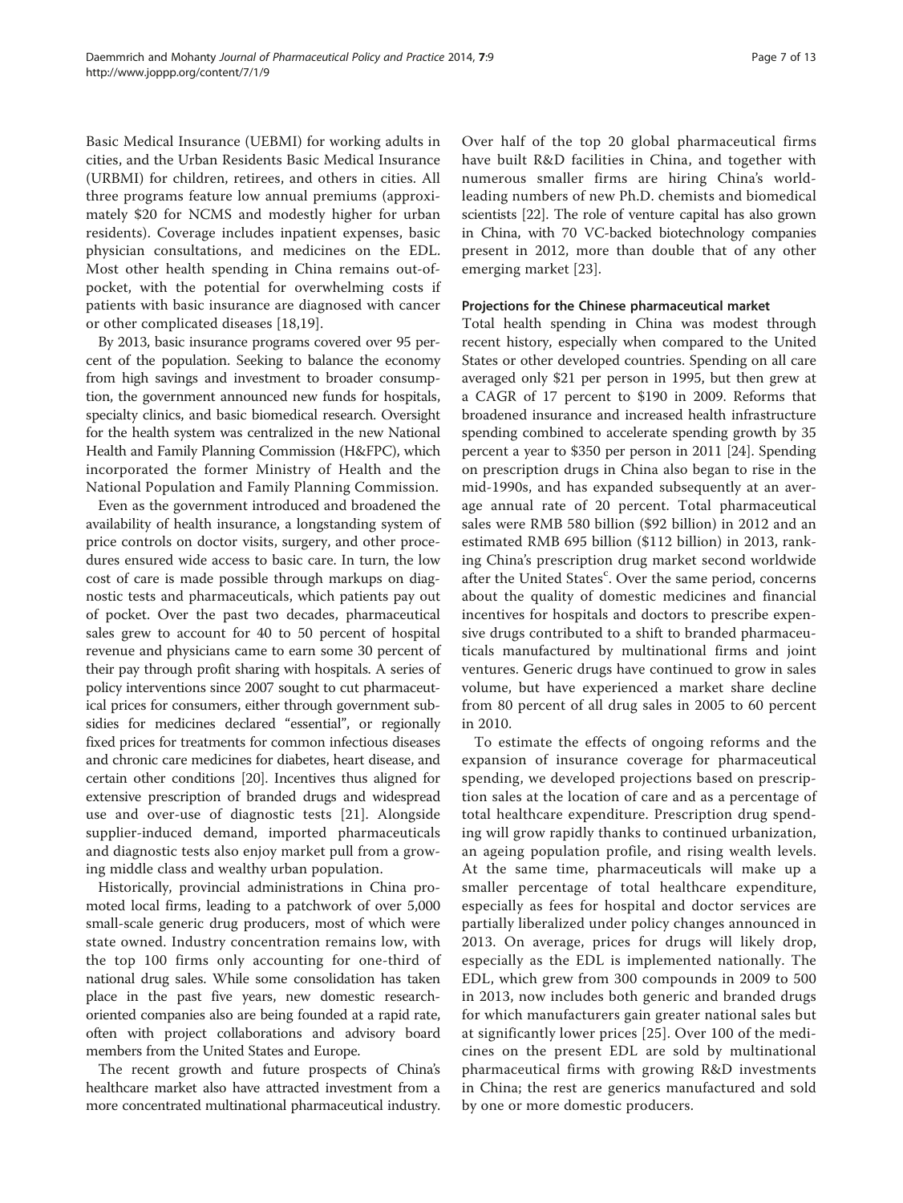Basic Medical Insurance (UEBMI) for working adults in cities, and the Urban Residents Basic Medical Insurance (URBMI) for children, retirees, and others in cities. All three programs feature low annual premiums (approximately $20 for NCMS and modestly higher for urban residents). Coverage includes inpatient expenses, basic physician consultations, and medicines on the EDL. Most other health spending in China remains out-of-pocket, with the potential for overwhelming costs if patients with basic insurance are diagnosed with cancer or other complicated diseases [18,19].

By 2013, basic insurance programs covered over 95 percent of the population. Seeking to balance the economy from high savings and investment to broader consumption, the government announced new funds for hospitals, specialty clinics, and basic biomedical research. Oversight for the health system was centralized in the new National Health and Family Planning Commission (H&FPC), which incorporated the former Ministry of Health and the National Population and Family Planning Commission.

Even as the government introduced and broadened the availability of health insurance, a longstanding system of price controls on doctor visits, surgery, and other procedures ensured wide access to basic care. In turn, the low cost of care is made possible through markups on diagnostic tests and pharmaceuticals, which patients pay out of pocket. Over the past two decades, pharmaceutical sales grew to account for 40 to 50 percent of hospital revenue and physicians came to earn some 30 percent of their pay through profit sharing with hospitals. A series of policy interventions since 2007 sought to cut pharmaceutical prices for consumers, either through government subsidies for medicines declared "essential", or regionally fixed prices for treatments for common infectious diseases and chronic care medicines for diabetes, heart disease, and certain other conditions [20]. Incentives thus aligned for extensive prescription of branded drugs and widespread use and over-use of diagnostic tests [21]. Alongside supplier-induced demand, imported pharmaceuticals and diagnostic tests also enjoy market pull from a growing middle class and wealthy urban population.

Historically, provincial administrations in China promoted local firms, leading to a patchwork of over 5,000 small-scale generic drug producers, most of which were state owned. Industry concentration remains low, with the top 100 firms only accounting for one-third of national drug sales. While some consolidation has taken place in the past five years, new domestic research-oriented companies also are being founded at a rapid rate, often with project collaborations and advisory board members from the United States and Europe.

The recent growth and future prospects of China's healthcare market also have attracted investment from a more concentrated multinational pharmaceutical industry. Over half of the top 20 global pharmaceutical firms have built R&D facilities in China, and together with numerous smaller firms are hiring China's world-leading numbers of new Ph.D. chemists and biomedical scientists [22]. The role of venture capital has also grown in China, with 70 VC-backed biotechnology companies present in 2012, more than double that of any other emerging market [23].

### Projections for the Chinese pharmaceutical market

Total health spending in China was modest through recent history, especially when compared to the United States or other developed countries. Spending on all care averaged only $21 per person in 1995, but then grew at a CAGR of 17 percent to $190 in 2009. Reforms that broadened insurance and increased health infrastructure spending combined to accelerate spending growth by 35 percent a year to $350 per person in 2011 [24]. Spending on prescription drugs in China also began to rise in the mid-1990s, and has expanded subsequently at an average annual rate of 20 percent. Total pharmaceutical sales were RMB 580 billion ($92 billion) in 2012 and an estimated RMB 695 billion ($112 billion) in 2013, ranking China's prescription drug market second worldwide after the United States[c]. Over the same period, concerns about the quality of domestic medicines and financial incentives for hospitals and doctors to prescribe expensive drugs contributed to a shift to branded pharmaceuticals manufactured by multinational firms and joint ventures. Generic drugs have continued to grow in sales volume, but have experienced a market share decline from 80 percent of all drug sales in 2005 to 60 percent in 2010.

To estimate the effects of ongoing reforms and the expansion of insurance coverage for pharmaceutical spending, we developed projections based on prescription sales at the location of care and as a percentage of total healthcare expenditure. Prescription drug spending will grow rapidly thanks to continued urbanization, an ageing population profile, and rising wealth levels. At the same time, pharmaceuticals will make up a smaller percentage of total healthcare expenditure, especially as fees for hospital and doctor services are partially liberalized under policy changes announced in 2013. On average, prices for drugs will likely drop, especially as the EDL is implemented nationally. The EDL, which grew from 300 compounds in 2009 to 500 in 2013, now includes both generic and branded drugs for which manufacturers gain greater national sales but at significantly lower prices [25]. Over 100 of the medicines on the present EDL are sold by multinational pharmaceutical firms with growing R&D investments in China; the rest are generics manufactured and sold by one or more domestic producers.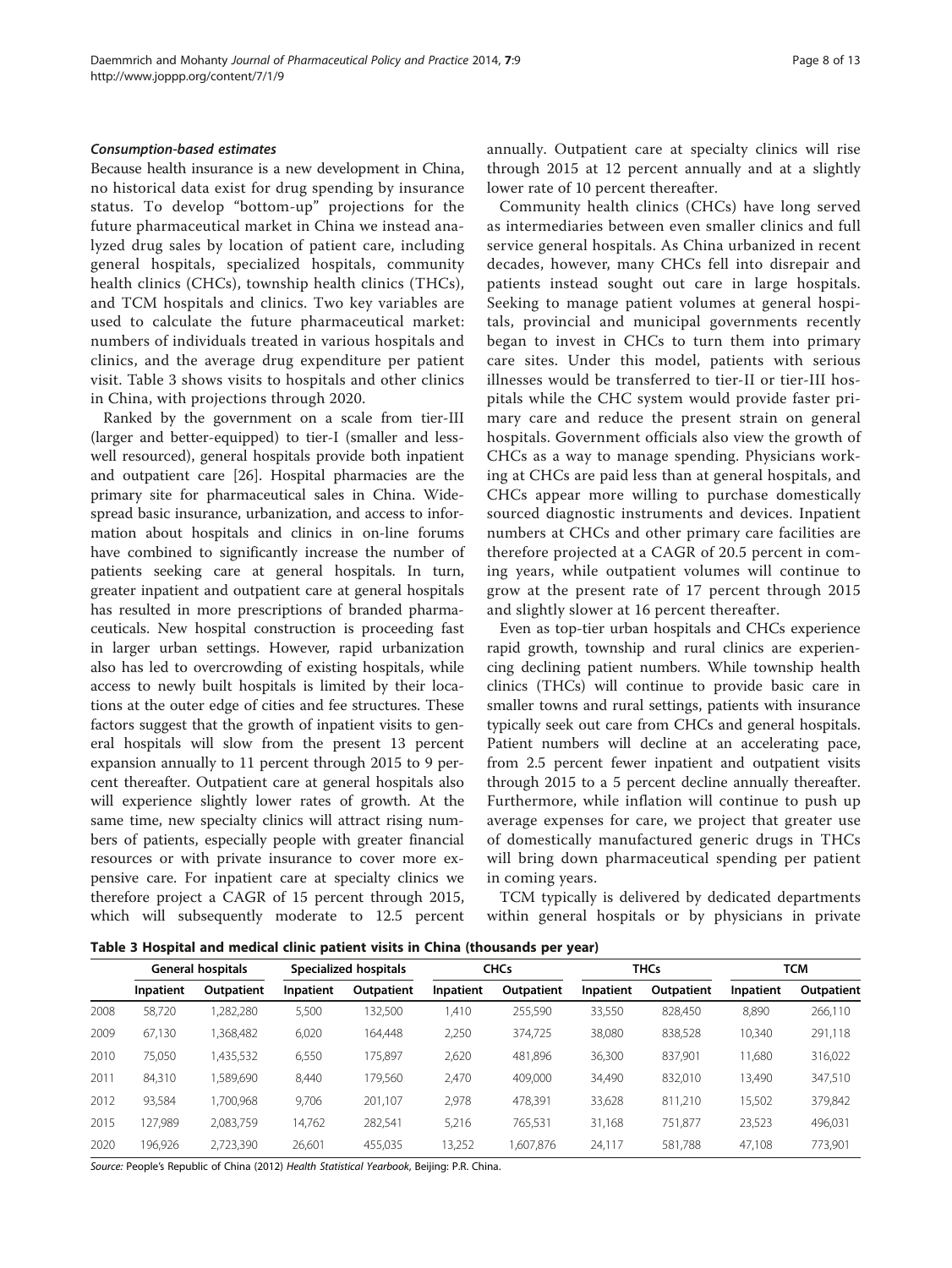### *Consumption-based estimates*

Because health insurance is a new development in China, no historical data exist for drug spending by insurance status. To develop "bottom-up" projections for the future pharmaceutical market in China we instead analyzed drug sales by location of patient care, including general hospitals, specialized hospitals, community health clinics (CHCs), township health clinics (THCs), and TCM hospitals and clinics. Two key variables are used to calculate the future pharmaceutical market: numbers of individuals treated in various hospitals and clinics, and the average drug expenditure per patient visit. Table 3 shows visits to hospitals and other clinics in China, with projections through 2020.

Ranked by the government on a scale from tier-III (larger and better-equipped) to tier-I (smaller and less-well resourced), general hospitals provide both inpatient and outpatient care [26]. Hospital pharmacies are the primary site for pharmaceutical sales in China. Widespread basic insurance, urbanization, and access to information about hospitals and clinics in on-line forums have combined to significantly increase the number of patients seeking care at general hospitals. In turn, greater inpatient and outpatient care at general hospitals has resulted in more prescriptions of branded pharmaceuticals. New hospital construction is proceeding fast in larger urban settings. However, rapid urbanization also has led to overcrowding of existing hospitals, while access to newly built hospitals is limited by their locations at the outer edge of cities and fee structures. These factors suggest that the growth of inpatient visits to general hospitals will slow from the present 13 percent expansion annually to 11 percent through 2015 to 9 percent thereafter. Outpatient care at general hospitals also will experience slightly lower rates of growth. At the same time, new specialty clinics will attract rising numbers of patients, especially people with greater financial resources or with private insurance to cover more expensive care. For inpatient care at specialty clinics we therefore project a CAGR of 15 percent through 2015, which will subsequently moderate to 12.5 percent annually. Outpatient care at specialty clinics will rise through 2015 at 12 percent annually and at a slightly lower rate of 10 percent thereafter.

Community health clinics (CHCs) have long served as intermediaries between even smaller clinics and full service general hospitals. As China urbanized in recent decades, however, many CHCs fell into disrepair and patients instead sought out care in large hospitals. Seeking to manage patient volumes at general hospitals, provincial and municipal governments recently began to invest in CHCs to turn them into primary care sites. Under this model, patients with serious illnesses would be transferred to tier-II or tier-III hospitals while the CHC system would provide faster primary care and reduce the present strain on general hospitals. Government officials also view the growth of CHCs as a way to manage spending. Physicians working at CHCs are paid less than at general hospitals, and CHCs appear more willing to purchase domestically sourced diagnostic instruments and devices. Inpatient numbers at CHCs and other primary care facilities are therefore projected at a CAGR of 20.5 percent in coming years, while outpatient volumes will continue to grow at the present rate of 17 percent through 2015 and slightly slower at 16 percent thereafter.

Even as top-tier urban hospitals and CHCs experience rapid growth, township and rural clinics are experiencing declining patient numbers. While township health clinics (THCs) will continue to provide basic care in smaller towns and rural settings, patients with insurance typically seek out care from CHCs and general hospitals. Patient numbers will decline at an accelerating pace, from 2.5 percent fewer inpatient and outpatient visits through 2015 to a 5 percent decline annually thereafter. Furthermore, while inflation will continue to push up average expenses for care, we project that greater use of domestically manufactured generic drugs in THCs will bring down pharmaceutical spending per patient in coming years.

TCM typically is delivered by dedicated departments within general hospitals or by physicians in private

**Table 3 Hospital and medical clinic patient visits in China (thousands per year)**

| | General hospitals | | Specialized hospitals | | CHCs | | THCs | | TCM | |
|---|---|---|---|---|---|---|---|---|---|---|
| | Inpatient | Outpatient | Inpatient | Outpatient | Inpatient | Outpatient | Inpatient | Outpatient | Inpatient | Outpatient |
| 2008 | 58,720 | 1,282,280 | 5,500 | 132,500 | 1,410 | 255,590 | 33,550 | 828,450 | 8,890 | 266,110 |
| 2009 | 67,130 | 1,368,482 | 6,020 | 164,448 | 2,250 | 374,725 | 38,080 | 838,528 | 10,340 | 291,118 |
| 2010 | 75,050 | 1,435,532 | 6,550 | 175,897 | 2,620 | 481,896 | 36,300 | 837,901 | 11,680 | 316,022 |
| 2011 | 84,310 | 1,589,690 | 8,440 | 179,560 | 2,470 | 409,000 | 34,490 | 832,010 | 13,490 | 347,510 |
| 2012 | 93,584 | 1,700,968 | 9,706 | 201,107 | 2,978 | 478,391 | 33,628 | 811,210 | 15,502 | 379,842 |
| 2015 | 127,989 | 2,083,759 | 14,762 | 282,541 | 5,216 | 765,531 | 31,168 | 751,877 | 23,523 | 496,031 |
| 2020 | 196,926 | 2,723,390 | 26,601 | 455,035 | 13,252 | 1,607,876 | 24,117 | 581,788 | 47,108 | 773,901 |

*Source:* People's Republic of China (2012) *Health Statistical Yearbook*, Beijing: P.R. China.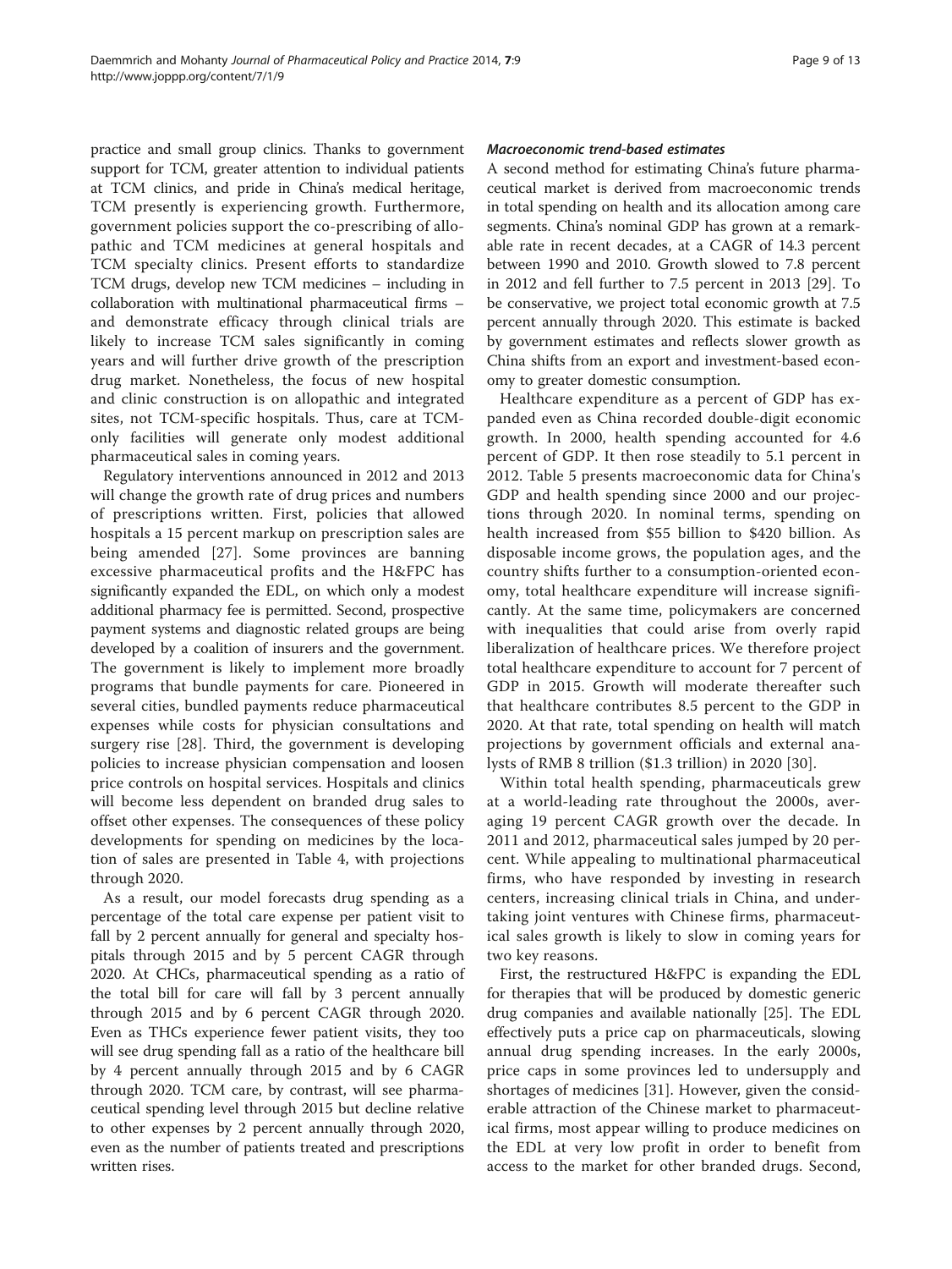practice and small group clinics. Thanks to government support for TCM, greater attention to individual patients at TCM clinics, and pride in China's medical heritage, TCM presently is experiencing growth. Furthermore, government policies support the co-prescribing of allopathic and TCM medicines at general hospitals and TCM specialty clinics. Present efforts to standardize TCM drugs, develop new TCM medicines – including in collaboration with multinational pharmaceutical firms – and demonstrate efficacy through clinical trials are likely to increase TCM sales significantly in coming years and will further drive growth of the prescription drug market. Nonetheless, the focus of new hospital and clinic construction is on allopathic and integrated sites, not TCM-specific hospitals. Thus, care at TCM-only facilities will generate only modest additional pharmaceutical sales in coming years.

Regulatory interventions announced in 2012 and 2013 will change the growth rate of drug prices and numbers of prescriptions written. First, policies that allowed hospitals a 15 percent markup on prescription sales are being amended [27]. Some provinces are banning excessive pharmaceutical profits and the H&FPC has significantly expanded the EDL, on which only a modest additional pharmacy fee is permitted. Second, prospective payment systems and diagnostic related groups are being developed by a coalition of insurers and the government. The government is likely to implement more broadly programs that bundle payments for care. Pioneered in several cities, bundled payments reduce pharmaceutical expenses while costs for physician consultations and surgery rise [28]. Third, the government is developing policies to increase physician compensation and loosen price controls on hospital services. Hospitals and clinics will become less dependent on branded drug sales to offset other expenses. The consequences of these policy developments for spending on medicines by the location of sales are presented in Table 4, with projections through 2020.

As a result, our model forecasts drug spending as a percentage of the total care expense per patient visit to fall by 2 percent annually for general and specialty hospitals through 2015 and by 5 percent CAGR through 2020. At CHCs, pharmaceutical spending as a ratio of the total bill for care will fall by 3 percent annually through 2015 and by 6 percent CAGR through 2020. Even as THCs experience fewer patient visits, they too will see drug spending fall as a ratio of the healthcare bill by 4 percent annually through 2015 and by 6 CAGR through 2020. TCM care, by contrast, will see pharmaceutical spending level through 2015 but decline relative to other expenses by 2 percent annually through 2020, even as the number of patients treated and prescriptions written rises.

#### *Macroeconomic trend-based estimates*

A second method for estimating China's future pharmaceutical market is derived from macroeconomic trends in total spending on health and its allocation among care segments. China's nominal GDP has grown at a remarkable rate in recent decades, at a CAGR of 14.3 percent between 1990 and 2010. Growth slowed to 7.8 percent in 2012 and fell further to 7.5 percent in 2013 [29]. To be conservative, we project total economic growth at 7.5 percent annually through 2020. This estimate is backed by government estimates and reflects slower growth as China shifts from an export and investment-based economy to greater domestic consumption.

Healthcare expenditure as a percent of GDP has expanded even as China recorded double-digit economic growth. In 2000, health spending accounted for 4.6 percent of GDP. It then rose steadily to 5.1 percent in 2012. Table 5 presents macroeconomic data for China's GDP and health spending since 2000 and our projections through 2020. In nominal terms, spending on health increased from \$55 billion to \$420 billion. As disposable income grows, the population ages, and the country shifts further to a consumption-oriented economy, total healthcare expenditure will increase significantly. At the same time, policymakers are concerned with inequalities that could arise from overly rapid liberalization of healthcare prices. We therefore project total healthcare expenditure to account for 7 percent of GDP in 2015. Growth will moderate thereafter such that healthcare contributes 8.5 percent to the GDP in 2020. At that rate, total spending on health will match projections by government officials and external analysts of RMB 8 trillion (\$1.3 trillion) in 2020 [30].

Within total health spending, pharmaceuticals grew at a world-leading rate throughout the 2000s, averaging 19 percent CAGR growth over the decade. In 2011 and 2012, pharmaceutical sales jumped by 20 percent. While appealing to multinational pharmaceutical firms, who have responded by investing in research centers, increasing clinical trials in China, and undertaking joint ventures with Chinese firms, pharmaceutical sales growth is likely to slow in coming years for two key reasons.

First, the restructured H&FPC is expanding the EDL for therapies that will be produced by domestic generic drug companies and available nationally [25]. The EDL effectively puts a price cap on pharmaceuticals, slowing annual drug spending increases. In the early 2000s, price caps in some provinces led to undersupply and shortages of medicines [31]. However, given the considerable attraction of the Chinese market to pharmaceutical firms, most appear willing to produce medicines on the EDL at very low profit in order to benefit from access to the market for other branded drugs. Second,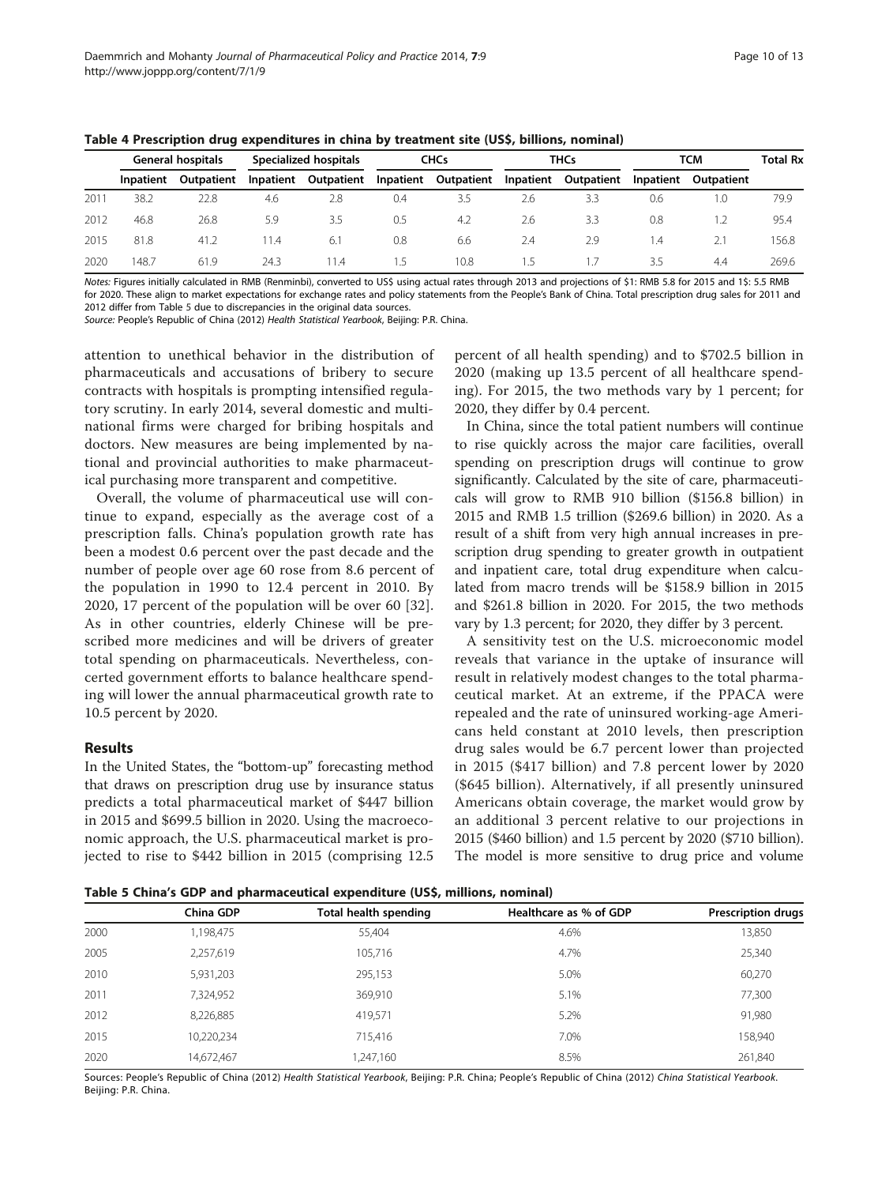**Table 4 Prescription drug expenditures in china by treatment site (US$, billions, nominal)**

| | General hospitals | | Specialized hospitals | | CHCs | | THCs | | TCM | | Total Rx |
|---|---|---|---|---|---|---|---|---|---|---|---|
| | Inpatient | Outpatient | Inpatient | Outpatient | Inpatient | Outpatient | Inpatient | Outpatient | Inpatient | Outpatient | |
| 2011 | 38.2 | 22.8 | 4.6 | 2.8 | 0.4 | 3.5 | 2.6 | 3.3 | 0.6 | 1.0 | 79.9 |
| 2012 | 46.8 | 26.8 | 5.9 | 3.5 | 0.5 | 4.2 | 2.6 | 3.3 | 0.8 | 1.2 | 95.4 |
| 2015 | 81.8 | 41.2 | 11.4 | 6.1 | 0.8 | 6.6 | 2.4 | 2.9 | 1.4 | 2.1 | 156.8 |
| 2020 | 148.7 | 61.9 | 24.3 | 11.4 | 1.5 | 10.8 | 1.5 | 1.7 | 3.5 | 4.4 | 269.6 |

*Notes:* Figures initially calculated in RMB (Renminbi), converted to US$ using actual rates through 2013 and projections of $1: RMB 5.8 for 2015 and 1$: 5.5 RMB for 2020. These align to market expectations for exchange rates and policy statements from the People's Bank of China. Total prescription drug sales for 2011 and 2012 differ from Table 5 due to discrepancies in the original data sources.

*Source:* People's Republic of China (2012) *Health Statistical Yearbook*, Beijing: P.R. China.

attention to unethical behavior in the distribution of pharmaceuticals and accusations of bribery to secure contracts with hospitals is prompting intensified regulatory scrutiny. In early 2014, several domestic and multinational firms were charged for bribing hospitals and doctors. New measures are being implemented by national and provincial authorities to make pharmaceutical purchasing more transparent and competitive.

Overall, the volume of pharmaceutical use will continue to expand, especially as the average cost of a prescription falls. China's population growth rate has been a modest 0.6 percent over the past decade and the number of people over age 60 rose from 8.6 percent of the population in 1990 to 12.4 percent in 2010. By 2020, 17 percent of the population will be over 60 [32]. As in other countries, elderly Chinese will be prescribed more medicines and will be drivers of greater total spending on pharmaceuticals. Nevertheless, concerted government efforts to balance healthcare spending will lower the annual pharmaceutical growth rate to 10.5 percent by 2020.

## Results

In the United States, the "bottom-up" forecasting method that draws on prescription drug use by insurance status predicts a total pharmaceutical market of $447 billion in 2015 and $699.5 billion in 2020. Using the macroeconomic approach, the U.S. pharmaceutical market is projected to rise to $442 billion in 2015 (comprising 12.5 percent of all health spending) and to $702.5 billion in 2020 (making up 13.5 percent of all healthcare spending). For 2015, the two methods vary by 1 percent; for 2020, they differ by 0.4 percent.

In China, since the total patient numbers will continue to rise quickly across the major care facilities, overall spending on prescription drugs will continue to grow significantly. Calculated by the site of care, pharmaceuticals will grow to RMB 910 billion ($156.8 billion) in 2015 and RMB 1.5 trillion ($269.6 billion) in 2020. As a result of a shift from very high annual increases in prescription drug spending to greater growth in outpatient and inpatient care, total drug expenditure when calculated from macro trends will be $158.9 billion in 2015 and $261.8 billion in 2020. For 2015, the two methods vary by 1.3 percent; for 2020, they differ by 3 percent.

A sensitivity test on the U.S. microeconomic model reveals that variance in the uptake of insurance will result in relatively modest changes to the total pharmaceutical market. At an extreme, if the PPACA were repealed and the rate of uninsured working-age Americans held constant at 2010 levels, then prescription drug sales would be 6.7 percent lower than projected in 2015 ($417 billion) and 7.8 percent lower by 2020 ($645 billion). Alternatively, if all presently uninsured Americans obtain coverage, the market would grow by an additional 3 percent relative to our projections in 2015 ($460 billion) and 1.5 percent by 2020 ($710 billion). The model is more sensitive to drug price and volume

**Table 5 China's GDP and pharmaceutical expenditure (US$, millions, nominal)**

| | China GDP | Total health spending | Healthcare as % of GDP | Prescription drugs |
|---|---|---|---|---|
| 2000 | 1,198,475 | 55,404 | 4.6% | 13,850 |
| 2005 | 2,257,619 | 105,716 | 4.7% | 25,340 |
| 2010 | 5,931,203 | 295,153 | 5.0% | 60,270 |
| 2011 | 7,324,952 | 369,910 | 5.1% | 77,300 |
| 2012 | 8,226,885 | 419,571 | 5.2% | 91,980 |
| 2015 | 10,220,234 | 715,416 | 7.0% | 158,940 |
| 2020 | 14,672,467 | 1,247,160 | 8.5% | 261,840 |

Sources: People's Republic of China (2012) *Health Statistical Yearbook*, Beijing: P.R. China; People's Republic of China (2012) *China Statistical Yearbook*. Beijing: P.R. China.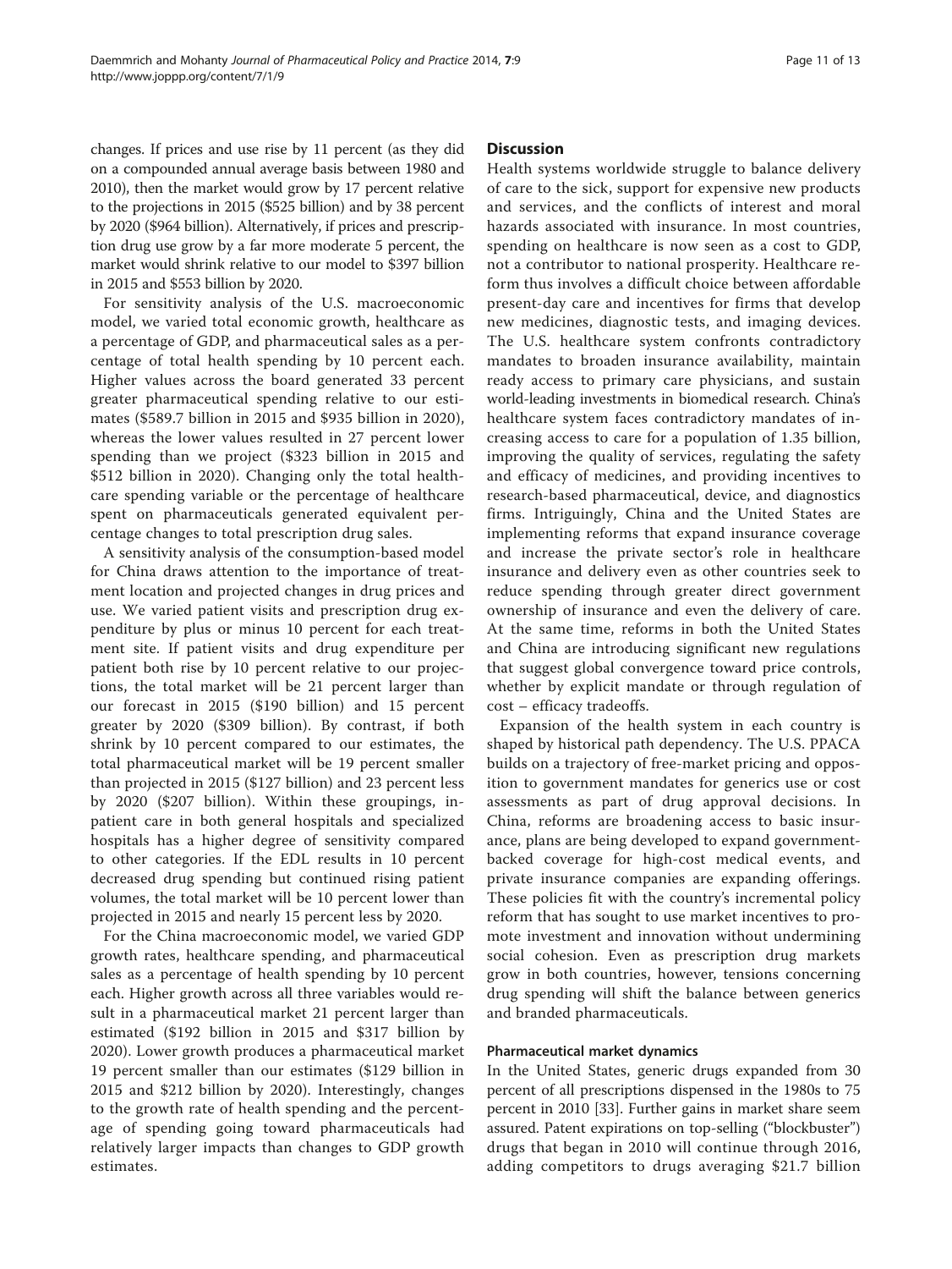changes. If prices and use rise by 11 percent (as they did on a compounded annual average basis between 1980 and 2010), then the market would grow by 17 percent relative to the projections in 2015 ($525 billion) and by 38 percent by 2020 ($964 billion). Alternatively, if prices and prescription drug use grow by a far more moderate 5 percent, the market would shrink relative to our model to $397 billion in 2015 and $553 billion by 2020.

For sensitivity analysis of the U.S. macroeconomic model, we varied total economic growth, healthcare as a percentage of GDP, and pharmaceutical sales as a percentage of total health spending by 10 percent each. Higher values across the board generated 33 percent greater pharmaceutical spending relative to our estimates ($589.7 billion in 2015 and $935 billion in 2020), whereas the lower values resulted in 27 percent lower spending than we project ($323 billion in 2015 and $512 billion in 2020). Changing only the total healthcare spending variable or the percentage of healthcare spent on pharmaceuticals generated equivalent percentage changes to total prescription drug sales.

A sensitivity analysis of the consumption-based model for China draws attention to the importance of treatment location and projected changes in drug prices and use. We varied patient visits and prescription drug expenditure by plus or minus 10 percent for each treatment site. If patient visits and drug expenditure per patient both rise by 10 percent relative to our projections, the total market will be 21 percent larger than our forecast in 2015 ($190 billion) and 15 percent greater by 2020 ($309 billion). By contrast, if both shrink by 10 percent compared to our estimates, the total pharmaceutical market will be 19 percent smaller than projected in 2015 ($127 billion) and 23 percent less by 2020 ($207 billion). Within these groupings, inpatient care in both general hospitals and specialized hospitals has a higher degree of sensitivity compared to other categories. If the EDL results in 10 percent decreased drug spending but continued rising patient volumes, the total market will be 10 percent lower than projected in 2015 and nearly 15 percent less by 2020.

For the China macroeconomic model, we varied GDP growth rates, healthcare spending, and pharmaceutical sales as a percentage of health spending by 10 percent each. Higher growth across all three variables would result in a pharmaceutical market 21 percent larger than estimated ($192 billion in 2015 and $317 billion by 2020). Lower growth produces a pharmaceutical market 19 percent smaller than our estimates ($129 billion in 2015 and $212 billion by 2020). Interestingly, changes to the growth rate of health spending and the percentage of spending going toward pharmaceuticals had relatively larger impacts than changes to GDP growth estimates.

## Discussion

Health systems worldwide struggle to balance delivery of care to the sick, support for expensive new products and services, and the conflicts of interest and moral hazards associated with insurance. In most countries, spending on healthcare is now seen as a cost to GDP, not a contributor to national prosperity. Healthcare reform thus involves a difficult choice between affordable present-day care and incentives for firms that develop new medicines, diagnostic tests, and imaging devices. The U.S. healthcare system confronts contradictory mandates to broaden insurance availability, maintain ready access to primary care physicians, and sustain world-leading investments in biomedical research. China's healthcare system faces contradictory mandates of increasing access to care for a population of 1.35 billion, improving the quality of services, regulating the safety and efficacy of medicines, and providing incentives to research-based pharmaceutical, device, and diagnostics firms. Intriguingly, China and the United States are implementing reforms that expand insurance coverage and increase the private sector's role in healthcare insurance and delivery even as other countries seek to reduce spending through greater direct government ownership of insurance and even the delivery of care. At the same time, reforms in both the United States and China are introducing significant new regulations that suggest global convergence toward price controls, whether by explicit mandate or through regulation of cost – efficacy tradeoffs.

Expansion of the health system in each country is shaped by historical path dependency. The U.S. PPACA builds on a trajectory of free-market pricing and opposition to government mandates for generics use or cost assessments as part of drug approval decisions. In China, reforms are broadening access to basic insurance, plans are being developed to expand government-backed coverage for high-cost medical events, and private insurance companies are expanding offerings. These policies fit with the country's incremental policy reform that has sought to use market incentives to promote investment and innovation without undermining social cohesion. Even as prescription drug markets grow in both countries, however, tensions concerning drug spending will shift the balance between generics and branded pharmaceuticals.

### Pharmaceutical market dynamics

In the United States, generic drugs expanded from 30 percent of all prescriptions dispensed in the 1980s to 75 percent in 2010 [33]. Further gains in market share seem assured. Patent expirations on top-selling ("blockbuster") drugs that began in 2010 will continue through 2016, adding competitors to drugs averaging $21.7 billion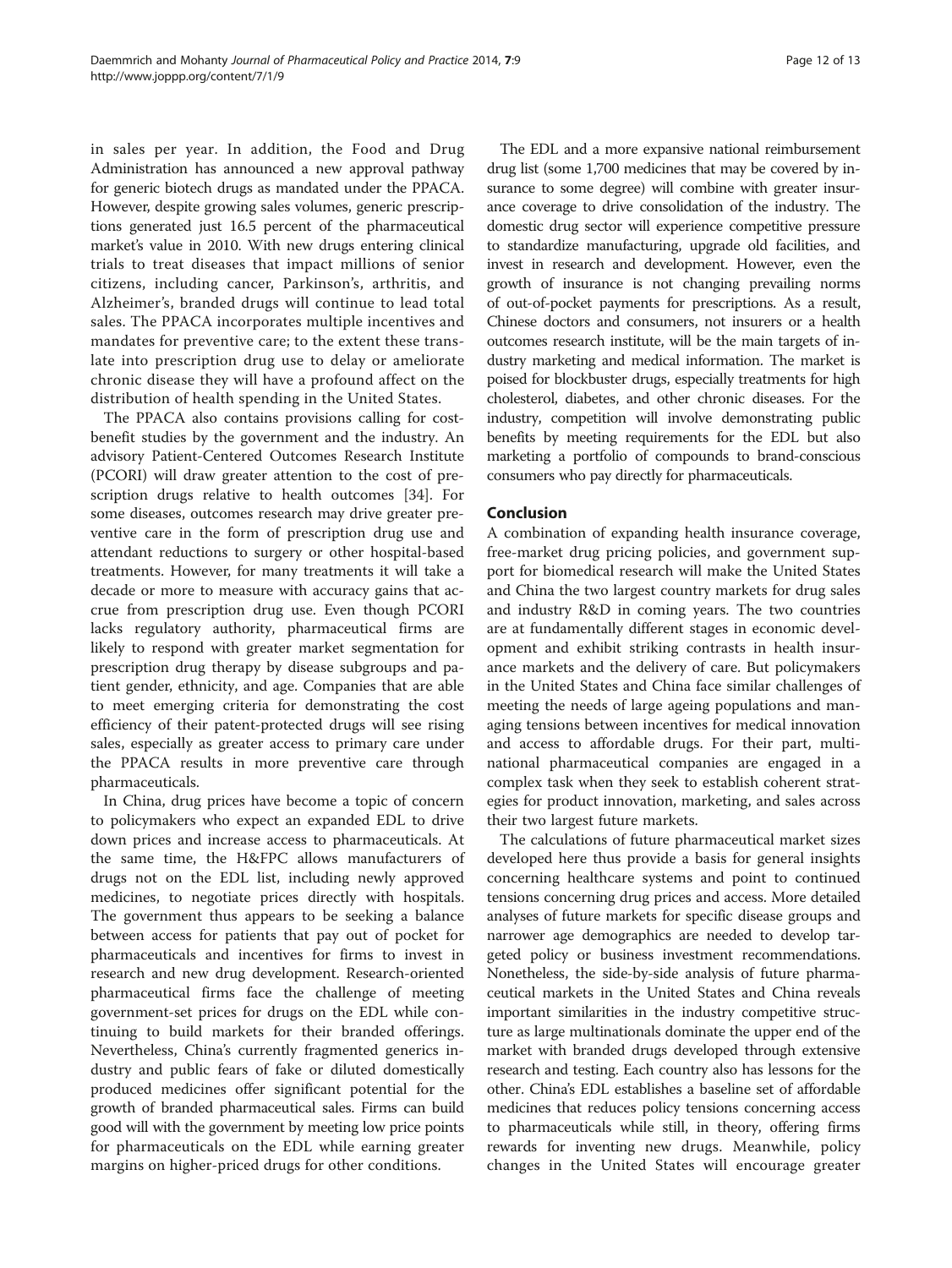in sales per year. In addition, the Food and Drug Administration has announced a new approval pathway for generic biotech drugs as mandated under the PPACA. However, despite growing sales volumes, generic prescriptions generated just 16.5 percent of the pharmaceutical market's value in 2010. With new drugs entering clinical trials to treat diseases that impact millions of senior citizens, including cancer, Parkinson's, arthritis, and Alzheimer's, branded drugs will continue to lead total sales. The PPACA incorporates multiple incentives and mandates for preventive care; to the extent these translate into prescription drug use to delay or ameliorate chronic disease they will have a profound affect on the distribution of health spending in the United States.

The PPACA also contains provisions calling for cost-benefit studies by the government and the industry. An advisory Patient-Centered Outcomes Research Institute (PCORI) will draw greater attention to the cost of prescription drugs relative to health outcomes [34]. For some diseases, outcomes research may drive greater preventive care in the form of prescription drug use and attendant reductions to surgery or other hospital-based treatments. However, for many treatments it will take a decade or more to measure with accuracy gains that accrue from prescription drug use. Even though PCORI lacks regulatory authority, pharmaceutical firms are likely to respond with greater market segmentation for prescription drug therapy by disease subgroups and patient gender, ethnicity, and age. Companies that are able to meet emerging criteria for demonstrating the cost efficiency of their patent-protected drugs will see rising sales, especially as greater access to primary care under the PPACA results in more preventive care through pharmaceuticals.

In China, drug prices have become a topic of concern to policymakers who expect an expanded EDL to drive down prices and increase access to pharmaceuticals. At the same time, the H&FPC allows manufacturers of drugs not on the EDL list, including newly approved medicines, to negotiate prices directly with hospitals. The government thus appears to be seeking a balance between access for patients that pay out of pocket for pharmaceuticals and incentives for firms to invest in research and new drug development. Research-oriented pharmaceutical firms face the challenge of meeting government-set prices for drugs on the EDL while continuing to build markets for their branded offerings. Nevertheless, China's currently fragmented generics industry and public fears of fake or diluted domestically produced medicines offer significant potential for the growth of branded pharmaceutical sales. Firms can build good will with the government by meeting low price points for pharmaceuticals on the EDL while earning greater margins on higher-priced drugs for other conditions.

The EDL and a more expansive national reimbursement drug list (some 1,700 medicines that may be covered by insurance to some degree) will combine with greater insurance coverage to drive consolidation of the industry. The domestic drug sector will experience competitive pressure to standardize manufacturing, upgrade old facilities, and invest in research and development. However, even the growth of insurance is not changing prevailing norms of out-of-pocket payments for prescriptions. As a result, Chinese doctors and consumers, not insurers or a health outcomes research institute, will be the main targets of industry marketing and medical information. The market is poised for blockbuster drugs, especially treatments for high cholesterol, diabetes, and other chronic diseases. For the industry, competition will involve demonstrating public benefits by meeting requirements for the EDL but also marketing a portfolio of compounds to brand-conscious consumers who pay directly for pharmaceuticals.

## Conclusion

A combination of expanding health insurance coverage, free-market drug pricing policies, and government support for biomedical research will make the United States and China the two largest country markets for drug sales and industry R&D in coming years. The two countries are at fundamentally different stages in economic development and exhibit striking contrasts in health insurance markets and the delivery of care. But policymakers in the United States and China face similar challenges of meeting the needs of large ageing populations and managing tensions between incentives for medical innovation and access to affordable drugs. For their part, multinational pharmaceutical companies are engaged in a complex task when they seek to establish coherent strategies for product innovation, marketing, and sales across their two largest future markets.

The calculations of future pharmaceutical market sizes developed here thus provide a basis for general insights concerning healthcare systems and point to continued tensions concerning drug prices and access. More detailed analyses of future markets for specific disease groups and narrower age demographics are needed to develop targeted policy or business investment recommendations. Nonetheless, the side-by-side analysis of future pharmaceutical markets in the United States and China reveals important similarities in the industry competitive structure as large multinationals dominate the upper end of the market with branded drugs developed through extensive research and testing. Each country also has lessons for the other. China's EDL establishes a baseline set of affordable medicines that reduces policy tensions concerning access to pharmaceuticals while still, in theory, offering firms rewards for inventing new drugs. Meanwhile, policy changes in the United States will encourage greater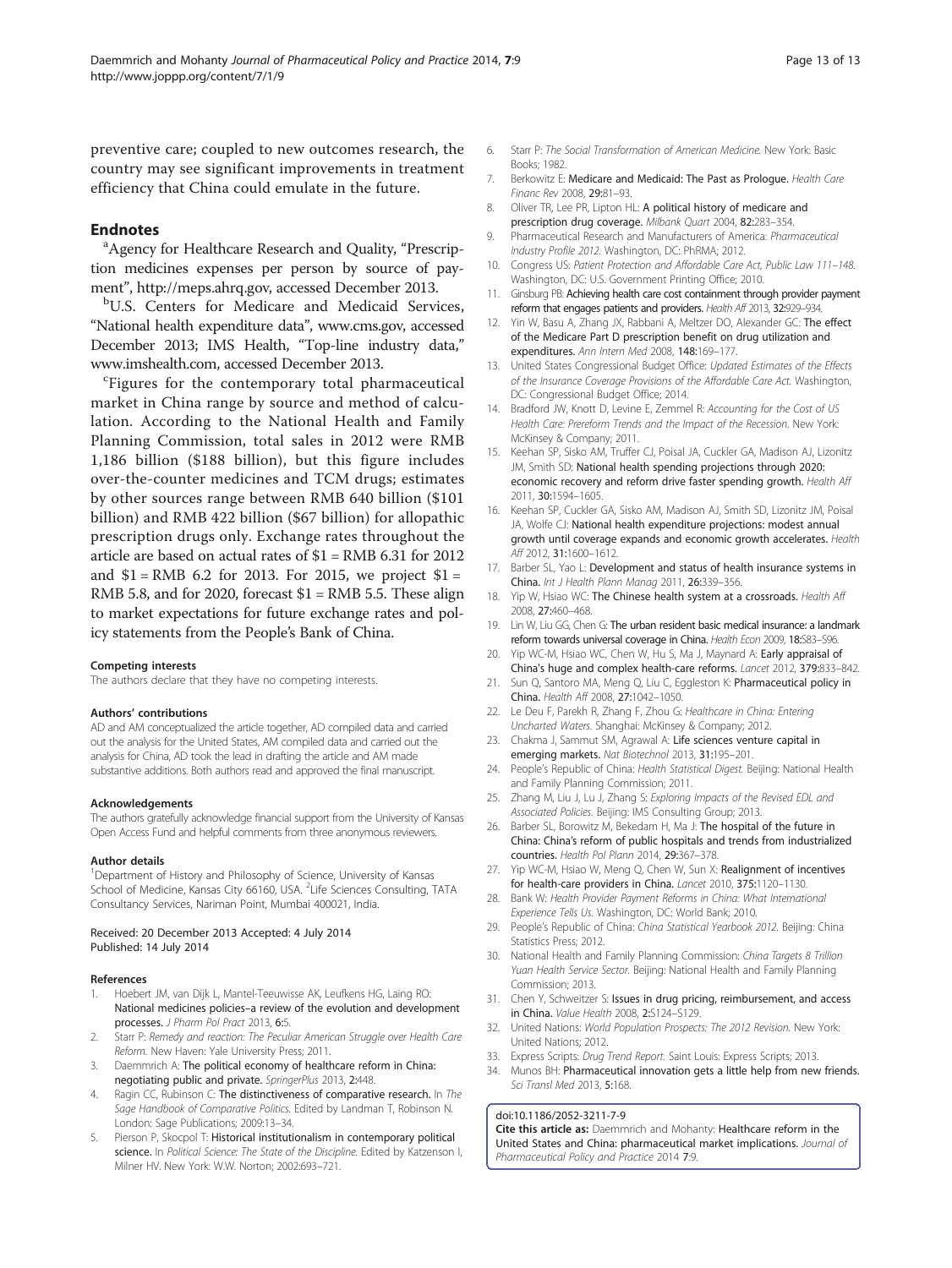preventive care; coupled to new outcomes research, the country may see significant improvements in treatment efficiency that China could emulate in the future.

## Endnotes

[a]Agency for Healthcare Research and Quality, "Prescription medicines expenses per person by source of payment", http://meps.ahrq.gov, accessed December 2013.

[b]U.S. Centers for Medicare and Medicaid Services, "National health expenditure data", www.cms.gov, accessed December 2013; IMS Health, "Top-line industry data," www.imshealth.com, accessed December 2013.

[c]Figures for the contemporary total pharmaceutical market in China range by source and method of calculation. According to the National Health and Family Planning Commission, total sales in 2012 were RMB 1,186 billion ($188 billion), but this figure includes over-the-counter medicines and TCM drugs; estimates by other sources range between RMB 640 billion ($101 billion) and RMB 422 billion ($67 billion) for allopathic prescription drugs only. Exchange rates throughout the article are based on actual rates of $1 = RMB 6.31 for 2012 and $1 = RMB 6.2 for 2013. For 2015, we project $1 = RMB 5.8, and for 2020, forecast $1 = RMB 5.5. These align to market expectations for future exchange rates and policy statements from the People's Bank of China.

#### Competing interests

The authors declare that they have no competing interests.

#### Authors' contributions

AD and AM conceptualized the article together, AD compiled data and carried out the analysis for the United States, AM compiled data and carried out the analysis for China, AD took the lead in drafting the article and AM made substantive additions. Both authors read and approved the final manuscript.

#### Acknowledgements

The authors gratefully acknowledge financial support from the University of Kansas Open Access Fund and helpful comments from three anonymous reviewers.

#### Author details

[1]Department of History and Philosophy of Science, University of Kansas School of Medicine, Kansas City 66160, USA. [2]Life Sciences Consulting, TATA Consultancy Services, Nariman Point, Mumbai 400021, India.

Received: 20 December 2013 Accepted: 4 July 2014
Published: 14 July 2014

#### References

1. Hoebert JM, van Dijk L, Mantel-Teeuwisse AK, Leufkens HG, Laing RO: **National medicines policies–a review of the evolution and development processes.** *J Pharm Pol Pract* 2013, **6:**5.
2. Starr P: *Remedy and reaction: The Peculiar American Struggle over Health Care Reform.* New Haven: Yale University Press; 2011.
3. Daemmrich A: **The political economy of healthcare reform in China: negotiating public and private.** *SpringerPlus* 2013, **2:**448.
4. Ragin CC, Rubinson C: **The distinctiveness of comparative research.** In *The Sage Handbook of Comparative Politics.* Edited by Landman T, Robinson N. London: Sage Publications; 2009:13–34.
5. Pierson P, Skocpol T: **Historical institutionalism in contemporary political science.** In *Political Science: The State of the Discipline.* Edited by Katzenson I, Milner HV. New York: W.W. Norton; 2002:693–721.
6. Starr P: *The Social Transformation of American Medicine.* New York: Basic Books; 1982.
7. Berkowitz E: **Medicare and Medicaid: The Past as Prologue.** *Health Care Financ Rev* 2008, **29:**81–93.
8. Oliver TR, Lee PR, Lipton HL: **A political history of medicare and prescription drug coverage.** *Milbank Quart* 2004, **82:**283–354.
9. Pharmaceutical Research and Manufacturers of America: *Pharmaceutical Industry Profile 2012.* Washington, DC: PhRMA; 2012.
10. Congress US: *Patient Protection and Affordable Care Act, Public Law 111–148.* Washington, DC: U.S. Government Printing Office; 2010.
11. Ginsburg PB: **Achieving health care cost containment through provider payment reform that engages patients and providers.** *Health Aff* 2013, **32:**929–934.
12. Yin W, Basu A, Zhang JX, Rabbani A, Meltzer DO, Alexander GC: **The effect of the Medicare Part D prescription benefit on drug utilization and expenditures.** *Ann Intern Med* 2008, **148:**169–177.
13. United States Congressional Budget Office: *Updated Estimates of the Effects of the Insurance Coverage Provisions of the Affordable Care Act.* Washington, DC: Congressional Budget Office; 2014.
14. Bradford JW, Knott D, Levine E, Zemmel R: *Accounting for the Cost of US Health Care: Prereform Trends and the Impact of the Recession.* New York: McKinsey & Company; 2011.
15. Keehan SP, Sisko AM, Truffer CJ, Poisal JA, Cuckler GA, Madison AJ, Lizonitz JM, Smith SD: **National health spending projections through 2020: economic recovery and reform drive faster spending growth.** *Health Aff* 2011, **30:**1594–1605.
16. Keehan SP, Cuckler GA, Sisko AM, Madison AJ, Smith SD, Lizonitz JM, Poisal JA, Wolfe CJ: **National health expenditure projections: modest annual growth until coverage expands and economic growth accelerates.** *Health Aff* 2012, **31:**1600–1612.
17. Barber SL, Yao L: **Development and status of health insurance systems in China.** *Int J Health Plann Manag* 2011, **26:**339–356.
18. Yip W, Hsiao WC: **The Chinese health system at a crossroads.** *Health Aff* 2008, **27:**460–468.
19. Lin W, Liu GG, Chen G: **The urban resident basic medical insurance: a landmark reform towards universal coverage in China.** *Health Econ* 2009, **18:**S83–S96.
20. Yip WC-M, Hsiao WC, Chen W, Hu S, Ma J, Maynard A: **Early appraisal of China's huge and complex health-care reforms.** *Lancet* 2012, **379:**833–842.
21. Sun Q, Santoro MA, Meng Q, Liu C, Eggleston K: **Pharmaceutical policy in China.** *Health Aff* 2008, **27:**1042–1050.
22. Le Deu F, Parekh R, Zhang F, Zhou G: *Healthcare in China: Entering Uncharted Waters.* Shanghai: McKinsey & Company; 2012.
23. Chakma J, Sammut SM, Agrawal A: **Life sciences venture capital in emerging markets.** *Nat Biotechnol* 2013, **31:**195–201.
24. People's Republic of China: *Health Statistical Digest.* Beijing: National Health and Family Planning Commission; 2011.
25. Zhang M, Liu J, Lu J, Zhang S: *Exploring Impacts of the Revised EDL and Associated Policies.* Beijing: IMS Consulting Group; 2013.
26. Barber SL, Borowitz M, Bekedam H, Ma J: **The hospital of the future in China: China's reform of public hospitals and trends from industrialized countries.** *Health Pol Plann* 2014, **29:**367–378.
27. Yip WC-M, Hsiao WC, Meng Q, Chen W, Sun X: **Realignment of incentives for health-care providers in China.** *Lancet* 2010, **375:**1120–1130.
28. Bank W: *Health Provider Payment Reforms in China: What International Experience Tells Us.* Washington, DC: World Bank; 2010.
29. People's Republic of China: *China Statistical Yearbook 2012.* Beijing: China Statistics Press; 2012.
30. National Health and Family Planning Commission: *China Targets 8 Trillion Yuan Health Service Sector.* Beijing: National Health and Family Planning Commission; 2013.
31. Chen Y, Schweitzer S: **Issues in drug pricing, reimbursement, and access in China.** *Value Health* 2008, **2:**S124–S129.
32. United Nations: *World Population Prospects: The 2012 Revision.* New York: United Nations; 2012.
33. Express Scripts: *Drug Trend Report.* Saint Louis: Express Scripts; 2013.
34. Munos BH: **Pharmaceutical innovation gets a little help from new friends.** *Sci Transl Med* 2013, **5:**168.

doi:10.1186/2052-3211-7-9
**Cite this article as:** Daemmrich and Mohanty: Healthcare reform in the United States and China: pharmaceutical market implications. *Journal of Pharmaceutical Policy and Practice* 2014 **7**:9.